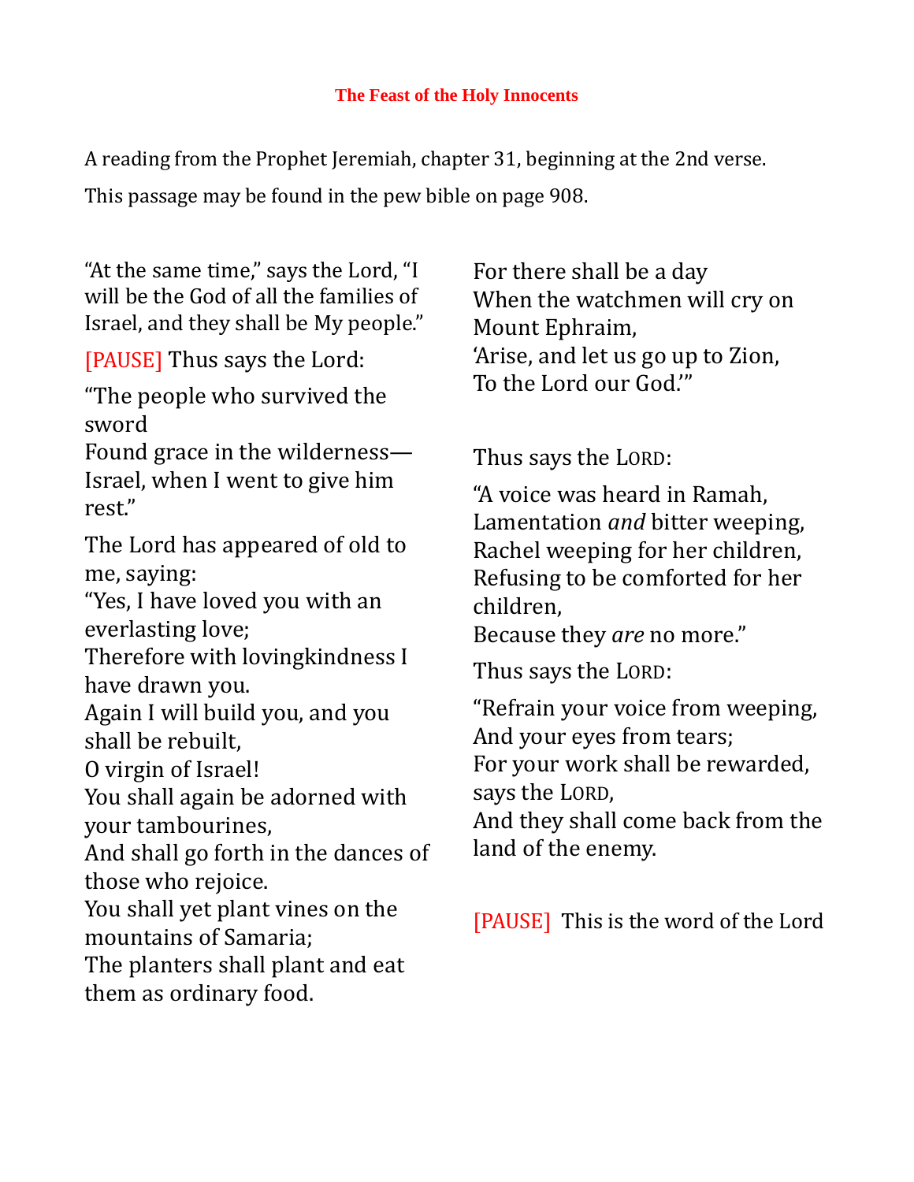## The Feast of the Holy Innocents

A reading from the Prophet Jeremiah, chapter 31, beginning at the 2nd verse.

This passage may be found in the pew bible on page 908.

"At the same time," says the Lord, "I will be the God of all the families of Israel, and they shall be My people."

[PAUSE] Thus says the Lord:

"The people who survived the sword  
Found grace in the wilderness—  
Israel, when I went to give him rest."

The Lord has appeared of old to me, saying:  
"Yes, I have loved you with an everlasting love;  
Therefore with lovingkindness I have drawn you.  
Again I will build you, and you shall be rebuilt,  
O virgin of Israel!  
You shall again be adorned with your tambourines,  
And shall go forth in the dances of those who rejoice.  
You shall yet plant vines on the mountains of Samaria;  
The planters shall plant and eat them as ordinary food.

For there shall be a day  
When the watchmen will cry on Mount Ephraim,  
'Arise, and let us go up to Zion,  
To the Lord our God.'"

Thus says the LORD:

"A voice was heard in Ramah,  
Lamentation *and* bitter weeping,  
Rachel weeping for her children,  
Refusing to be comforted for her children,  
Because they *are* no more."

Thus says the LORD:

"Refrain your voice from weeping,  
And your eyes from tears;  
For your work shall be rewarded, says the LORD,  
And they shall come back from the land of the enemy.

[PAUSE] This is the word of the Lord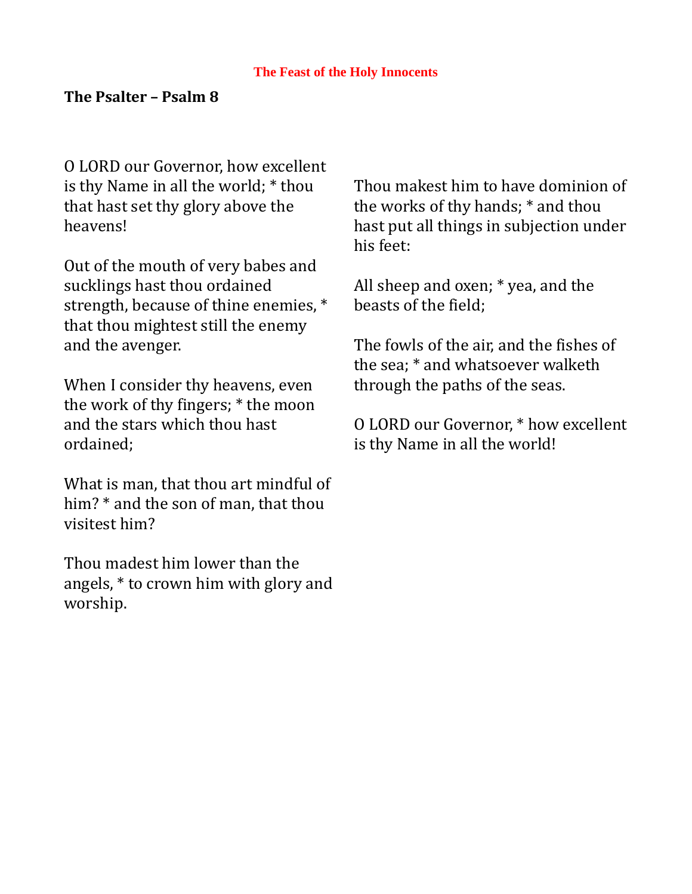**The Feast of the Holy Innocents**

## The Psalter – Psalm 8

O LORD our Governor, how excellent is thy Name in all the world; * thou that hast set thy glory above the heavens!

Out of the mouth of very babes and sucklings hast thou ordained strength, because of thine enemies, * that thou mightest still the enemy and the avenger.

When I consider thy heavens, even the work of thy fingers; * the moon and the stars which thou hast ordained;

What is man, that thou art mindful of him? * and the son of man, that thou visitest him?

Thou madest him lower than the angels, * to crown him with glory and worship.

Thou makest him to have dominion of the works of thy hands; * and thou hast put all things in subjection under his feet:

All sheep and oxen; * yea, and the beasts of the field;

The fowls of the air, and the fishes of the sea; * and whatsoever walketh through the paths of the seas.

O LORD our Governor, * how excellent is thy Name in all the world!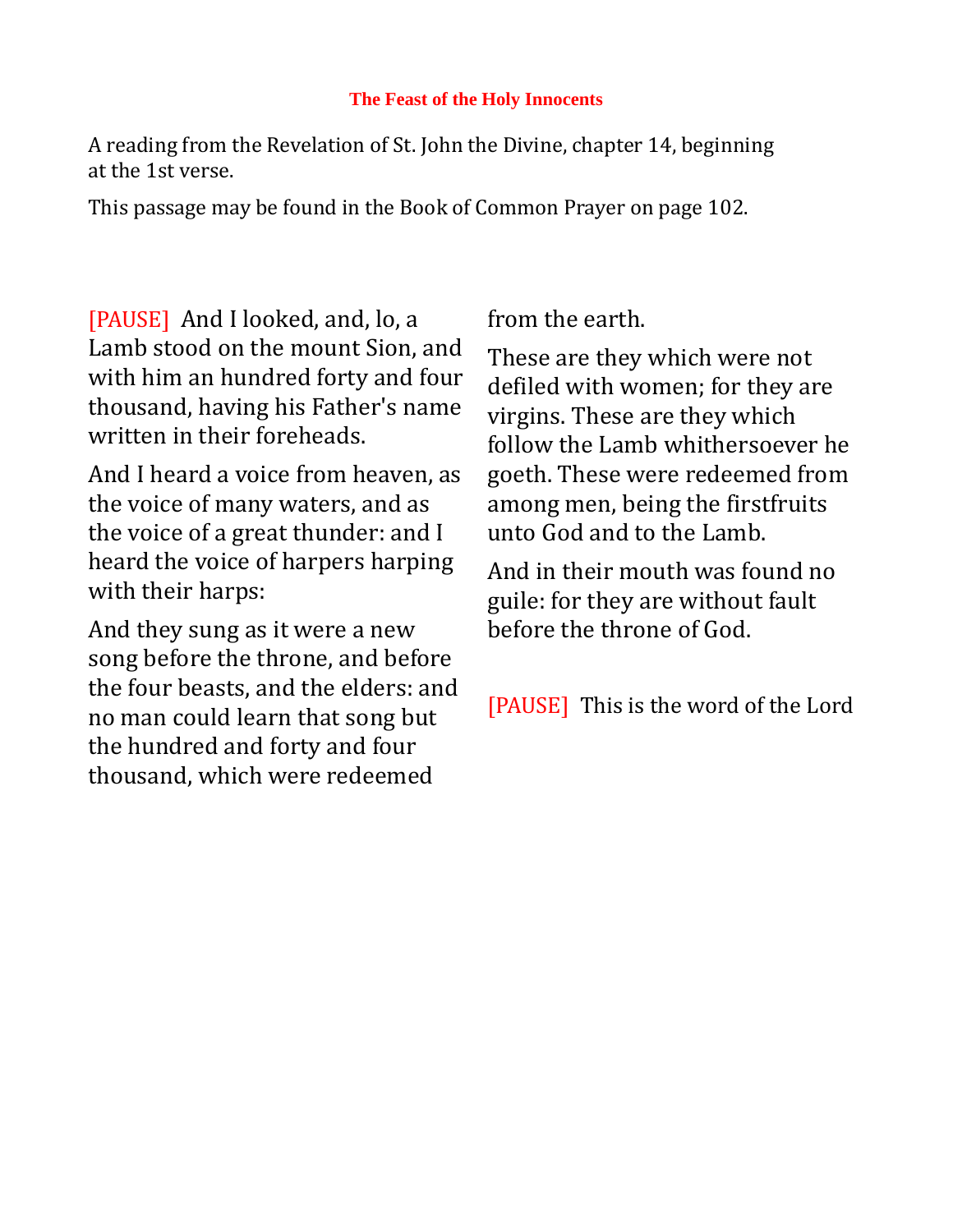**The Feast of the Holy Innocents**

A reading from the Revelation of St. John the Divine, chapter 14, beginning at the 1st verse.

This passage may be found in the Book of Common Prayer on page 102.

[PAUSE] And I looked, and, lo, a Lamb stood on the mount Sion, and with him an hundred forty and four thousand, having his Father's name written in their foreheads.

And I heard a voice from heaven, as the voice of many waters, and as the voice of a great thunder: and I heard the voice of harpers harping with their harps:

And they sung as it were a new song before the throne, and before the four beasts, and the elders: and no man could learn that song but the hundred and forty and four thousand, which were redeemed from the earth.

These are they which were not defiled with women; for they are virgins. These are they which follow the Lamb whithersoever he goeth. These were redeemed from among men, being the firstfruits unto God and to the Lamb.

And in their mouth was found no guile: for they are without fault before the throne of God.

[PAUSE] This is the word of the Lord